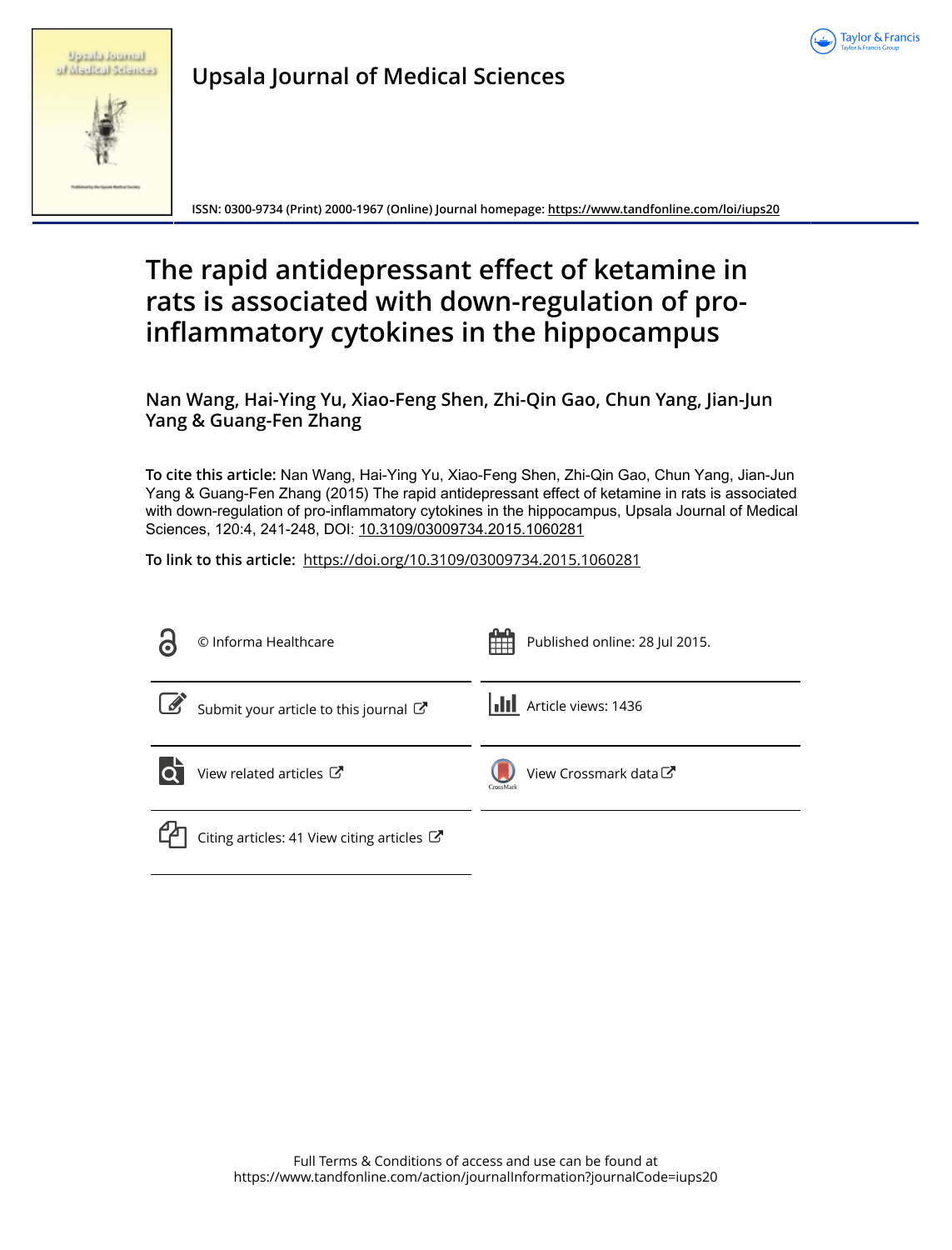Upsala Journal of Medical Sciences

ISSN: 0300-9734 (Print) 2000-1967 (Online) Journal homepage: https://www.tandfonline.com/loi/iups20

# The rapid antidepressant effect of ketamine in rats is associated with down-regulation of pro-inflammatory cytokines in the hippocampus

**Nan Wang, Hai-Ying Yu, Xiao-Feng Shen, Zhi-Qin Gao, Chun Yang, Jian-Jun Yang & Guang-Fen Zhang**

**To cite this article:** Nan Wang, Hai-Ying Yu, Xiao-Feng Shen, Zhi-Qin Gao, Chun Yang, Jian-Jun Yang & Guang-Fen Zhang (2015) The rapid antidepressant effect of ketamine in rats is associated with down-regulation of pro-inflammatory cytokines in the hippocampus, Upsala Journal of Medical Sciences, 120:4, 241-248, DOI: 10.3109/03009734.2015.1060281

**To link to this article:** https://doi.org/10.3109/03009734.2015.1060281

© Informa Healthcare

Published online: 28 Jul 2015.

Submit your article to this journal

Article views: 1436

View related articles

View Crossmark data

Citing articles: 41 View citing articles

Full Terms & Conditions of access and use can be found at https://www.tandfonline.com/action/journalInformation?journalCode=iups20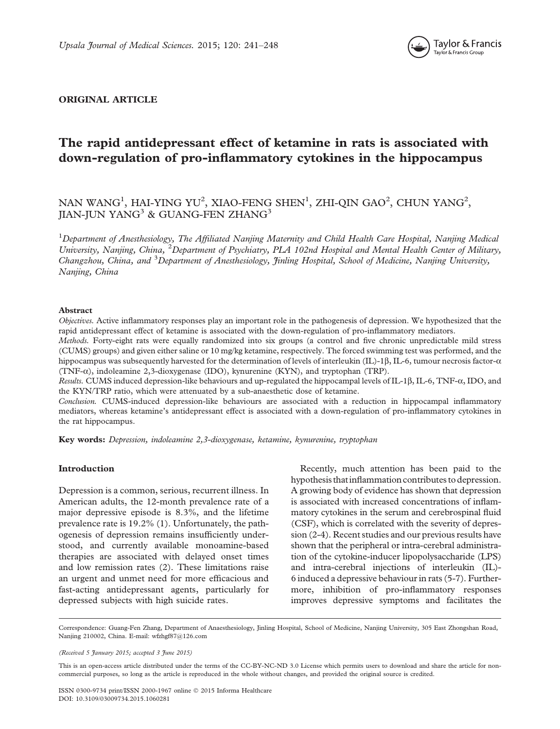ORIGINAL ARTICLE

# The rapid antidepressant effect of ketamine in rats is associated with down-regulation of pro-inflammatory cytokines in the hippocampus

NAN WANG[1], HAI-YING YU[2], XIAO-FENG SHEN[1], ZHI-QIN GAO[2], CHUN YANG[2], JIAN-JUN YANG[3] & GUANG-FEN ZHANG[3]

[1]*Department of Anesthesiology, The Affiliated Nanjing Maternity and Child Health Care Hospital, Nanjing Medical University, Nanjing, China,* [2]*Department of Psychiatry, PLA 102nd Hospital and Mental Health Center of Military, Changzhou, China, and* [3]*Department of Anesthesiology, Jinling Hospital, School of Medicine, Nanjing University, Nanjing, China*

### Abstract

*Objectives.* Active inflammatory responses play an important role in the pathogenesis of depression. We hypothesized that the rapid antidepressant effect of ketamine is associated with the down-regulation of pro-inflammatory mediators.

*Methods.* Forty-eight rats were equally randomized into six groups (a control and five chronic unpredictable mild stress (CUMS) groups) and given either saline or 10 mg/kg ketamine, respectively. The forced swimming test was performed, and the hippocampus was subsequently harvested for the determination of levels of interleukin (IL)-1β, IL-6, tumour necrosis factor-α (TNF-α), indoleamine 2,3-dioxygenase (IDO), kynurenine (KYN), and tryptophan (TRP).

*Results.* CUMS induced depression-like behaviours and up-regulated the hippocampal levels of IL-1β, IL-6, TNF-α, IDO, and the KYN/TRP ratio, which were attenuated by a sub-anaesthetic dose of ketamine.

*Conclusion.* CUMS-induced depression-like behaviours are associated with a reduction in hippocampal inflammatory mediators, whereas ketamine's antidepressant effect is associated with a down-regulation of pro-inflammatory cytokines in the rat hippocampus.

**Key words:** *Depression, indoleamine 2,3-dioxygenase, ketamine, kynurenine, tryptophan*

## Introduction

Depression is a common, serious, recurrent illness. In American adults, the 12-month prevalence rate of a major depressive episode is 8.3%, and the lifetime prevalence rate is 19.2% (1). Unfortunately, the pathogenesis of depression remains insufficiently understood, and currently available monoamine-based therapies are associated with delayed onset times and low remission rates (2). These limitations raise an urgent and unmet need for more efficacious and fast-acting antidepressant agents, particularly for depressed subjects with high suicide rates.

Recently, much attention has been paid to the hypothesis that inflammation contributes to depression. A growing body of evidence has shown that depression is associated with increased concentrations of inflammatory cytokines in the serum and cerebrospinal fluid (CSF), which is correlated with the severity of depression (2-4). Recent studies and our previous results have shown that the peripheral or intra-cerebral administration of the cytokine-inducer lipopolysaccharide (LPS) and intra-cerebral injections of interleukin (IL)-6 induced a depressive behaviour in rats (5-7). Furthermore, inhibition of pro-inflammatory responses improves depressive symptoms and facilitates the

Correspondence: Guang-Fen Zhang, Department of Anaesthesiology, Jinling Hospital, School of Medicine, Nanjing University, 305 East Zhongshan Road, Nanjing 210002, China. E-mail: wfzhgf87@126.com

*(Received 5 January 2015; accepted 3 June 2015)*

This is an open-access article distributed under the terms of the CC-BY-NC-ND 3.0 License which permits users to download and share the article for non-commercial purposes, so long as the article is reproduced in the whole without changes, and provided the original source is credited.

ISSN 0300-9734 print/ISSN 2000-1967 online © 2015 Informa Healthcare
DOI: 10.3109/03009734.2015.1060281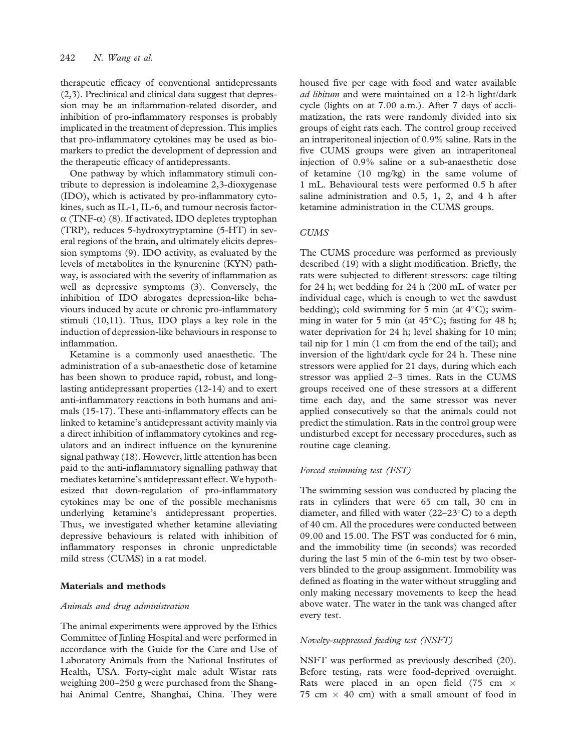therapeutic efficacy of conventional antidepressants (2,3). Preclinical and clinical data suggest that depression may be an inflammation-related disorder, and inhibition of pro-inflammatory responses is probably implicated in the treatment of depression. This implies that pro-inflammatory cytokines may be used as biomarkers to predict the development of depression and the therapeutic efficacy of antidepressants.

One pathway by which inflammatory stimuli contribute to depression is indoleamine 2,3-dioxygenase (IDO), which is activated by pro-inflammatory cytokines, such as IL-1, IL-6, and tumour necrosis factor-$\alpha$ (TNF-$\alpha$) (8). If activated, IDO depletes tryptophan (TRP), reduces 5-hydroxytryptamine (5-HT) in several regions of the brain, and ultimately elicits depression symptoms (9). IDO activity, as evaluated by the levels of metabolites in the kynurenine (KYN) pathway, is associated with the severity of inflammation as well as depressive symptoms (3). Conversely, the inhibition of IDO abrogates depression-like behaviours induced by acute or chronic pro-inflammatory stimuli (10,11). Thus, IDO plays a key role in the induction of depression-like behaviours in response to inflammation.

Ketamine is a commonly used anaesthetic. The administration of a sub-anaesthetic dose of ketamine has been shown to produce rapid, robust, and long-lasting antidepressant properties (12-14) and to exert anti-inflammatory reactions in both humans and animals (15-17). These anti-inflammatory effects can be linked to ketamine's antidepressant activity mainly via a direct inhibition of inflammatory cytokines and regulators and an indirect influence on the kynurenine signal pathway (18). However, little attention has been paid to the anti-inflammatory signalling pathway that mediates ketamine's antidepressant effect. We hypothesized that down-regulation of pro-inflammatory cytokines may be one of the possible mechanisms underlying ketamine's antidepressant properties. Thus, we investigated whether ketamine alleviating depressive behaviours is related with inhibition of inflammatory responses in chronic unpredictable mild stress (CUMS) in a rat model.

## Materials and methods

### *Animals and drug administration*

The animal experiments were approved by the Ethics Committee of Jinling Hospital and were performed in accordance with the Guide for the Care and Use of Laboratory Animals from the National Institutes of Health, USA. Forty-eight male adult Wistar rats weighing 200–250 g were purchased from the Shanghai Animal Centre, Shanghai, China. They were housed five per cage with food and water available *ad libitum* and were maintained on a 12-h light/dark cycle (lights on at 7.00 a.m.). After 7 days of acclimatization, the rats were randomly divided into six groups of eight rats each. The control group received an intraperitoneal injection of 0.9% saline. Rats in the five CUMS groups were given an intraperitoneal injection of 0.9% saline or a sub-anaesthetic dose of ketamine (10 mg/kg) in the same volume of 1 mL. Behavioural tests were performed 0.5 h after saline administration and 0.5, 1, 2, and 4 h after ketamine administration in the CUMS groups.

### *CUMS*

The CUMS procedure was performed as previously described (19) with a slight modification. Briefly, the rats were subjected to different stressors: cage tilting for 24 h; wet bedding for 24 h (200 mL of water per individual cage, which is enough to wet the sawdust bedding); cold swimming for 5 min (at 4°C); swimming in water for 5 min (at 45°C); fasting for 48 h; water deprivation for 24 h; level shaking for 10 min; tail nip for 1 min (1 cm from the end of the tail); and inversion of the light/dark cycle for 24 h. These nine stressors were applied for 21 days, during which each stressor was applied 2–3 times. Rats in the CUMS groups received one of these stressors at a different time each day, and the same stressor was never applied consecutively so that the animals could not predict the stimulation. Rats in the control group were undisturbed except for necessary procedures, such as routine cage cleaning.

### *Forced swimming test (FST)*

The swimming session was conducted by placing the rats in cylinders that were 65 cm tall, 30 cm in diameter, and filled with water (22–23°C) to a depth of 40 cm. All the procedures were conducted between 09.00 and 15.00. The FST was conducted for 6 min, and the immobility time (in seconds) was recorded during the last 5 min of the 6-min test by two observers blinded to the group assignment. Immobility was defined as floating in the water without struggling and only making necessary movements to keep the head above water. The water in the tank was changed after every test.

### *Novelty-suppressed feeding test (NSFT)*

NSFT was performed as previously described (20). Before testing, rats were food-deprived overnight. Rats were placed in an open field (75 cm $\times$ 75 cm $\times$ 40 cm) with a small amount of food in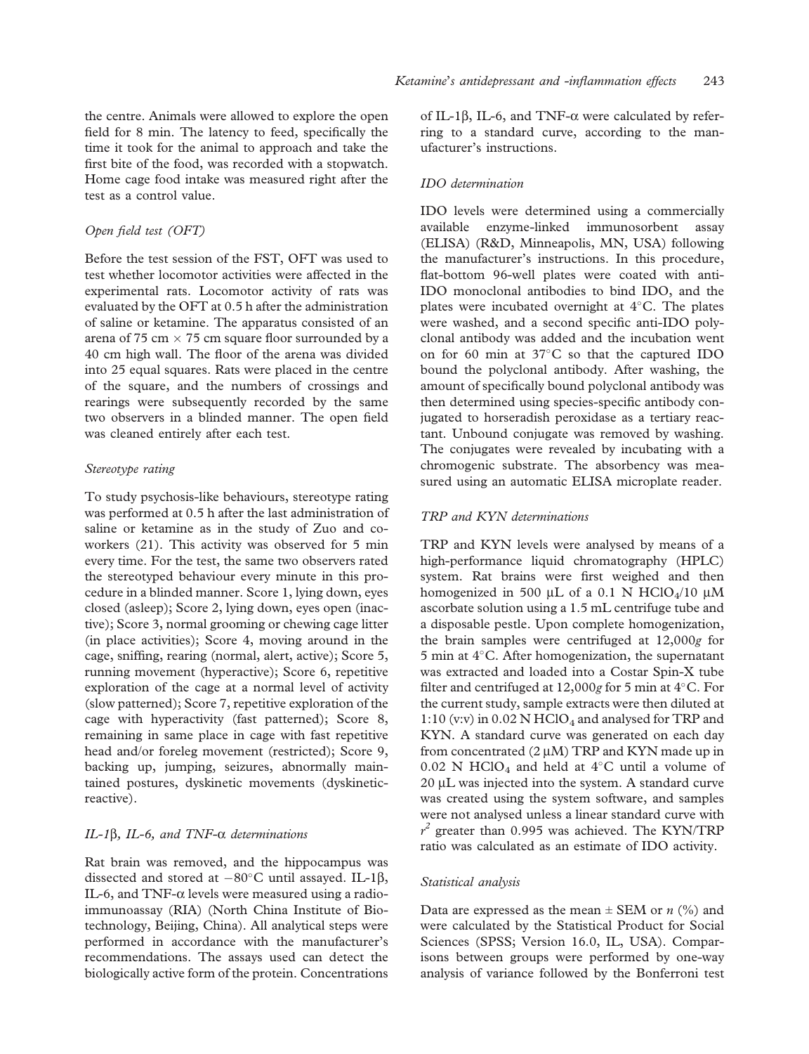the centre. Animals were allowed to explore the open field for 8 min. The latency to feed, specifically the time it took for the animal to approach and take the first bite of the food, was recorded with a stopwatch. Home cage food intake was measured right after the test as a control value.

### *Open field test (OFT)*

Before the test session of the FST, OFT was used to test whether locomotor activities were affected in the experimental rats. Locomotor activity of rats was evaluated by the OFT at 0.5 h after the administration of saline or ketamine. The apparatus consisted of an arena of 75 cm × 75 cm square floor surrounded by a 40 cm high wall. The floor of the arena was divided into 25 equal squares. Rats were placed in the centre of the square, and the numbers of crossings and rearings were subsequently recorded by the same two observers in a blinded manner. The open field was cleaned entirely after each test.

### *Stereotype rating*

To study psychosis-like behaviours, stereotype rating was performed at 0.5 h after the last administration of saline or ketamine as in the study of Zuo and coworkers (21). This activity was observed for 5 min every time. For the test, the same two observers rated the stereotyped behaviour every minute in this procedure in a blinded manner. Score 1, lying down, eyes closed (asleep); Score 2, lying down, eyes open (inactive); Score 3, normal grooming or chewing cage litter (in place activities); Score 4, moving around in the cage, sniffing, rearing (normal, alert, active); Score 5, running movement (hyperactive); Score 6, repetitive exploration of the cage at a normal level of activity (slow patterned); Score 7, repetitive exploration of the cage with hyperactivity (fast patterned); Score 8, remaining in same place in cage with fast repetitive head and/or foreleg movement (restricted); Score 9, backing up, jumping, seizures, abnormally maintained postures, dyskinetic movements (dyskinetic-reactive).

### *IL-1β, IL-6, and TNF-α determinations*

Rat brain was removed, and the hippocampus was dissected and stored at −80°C until assayed. IL-1β, IL-6, and TNF-α levels were measured using a radioimmunoassay (RIA) (North China Institute of Biotechnology, Beijing, China). All analytical steps were performed in accordance with the manufacturer's recommendations. The assays used can detect the biologically active form of the protein. Concentrations of IL-1β, IL-6, and TNF-α were calculated by referring to a standard curve, according to the manufacturer's instructions.

### *IDO determination*

IDO levels were determined using a commercially available enzyme-linked immunosorbent assay (ELISA) (R&D, Minneapolis, MN, USA) following the manufacturer's instructions. In this procedure, flat-bottom 96-well plates were coated with anti-IDO monoclonal antibodies to bind IDO, and the plates were incubated overnight at 4°C. The plates were washed, and a second specific anti-IDO polyclonal antibody was added and the incubation went on for 60 min at 37°C so that the captured IDO bound the polyclonal antibody. After washing, the amount of specifically bound polyclonal antibody was then determined using species-specific antibody conjugated to horseradish peroxidase as a tertiary reactant. Unbound conjugate was removed by washing. The conjugates were revealed by incubating with a chromogenic substrate. The absorbency was measured using an automatic ELISA microplate reader.

### *TRP and KYN determinations*

TRP and KYN levels were analysed by means of a high-performance liquid chromatography (HPLC) system. Rat brains were first weighed and then homogenized in 500 μL of a 0.1 N $HClO_4$/10 μM ascorbate solution using a 1.5 mL centrifuge tube and a disposable pestle. Upon complete homogenization, the brain samples were centrifuged at 12,000*g* for 5 min at 4°C. After homogenization, the supernatant was extracted and loaded into a Costar Spin-X tube filter and centrifuged at 12,000*g* for 5 min at 4°C. For the current study, sample extracts were then diluted at 1:10 (v:v) in 0.02 N $HClO_4$ and analysed for TRP and KYN. A standard curve was generated on each day from concentrated (2 μM) TRP and KYN made up in 0.02 N $HClO_4$ and held at 4°C until a volume of 20 μL was injected into the system. A standard curve was created using the system software, and samples were not analysed unless a linear standard curve with $r^2$ greater than 0.995 was achieved. The KYN/TRP ratio was calculated as an estimate of IDO activity.

### *Statistical analysis*

Data are expressed as the mean ± SEM or *n* (%) and were calculated by the Statistical Product for Social Sciences (SPSS; Version 16.0, IL, USA). Comparisons between groups were performed by one-way analysis of variance followed by the Bonferroni test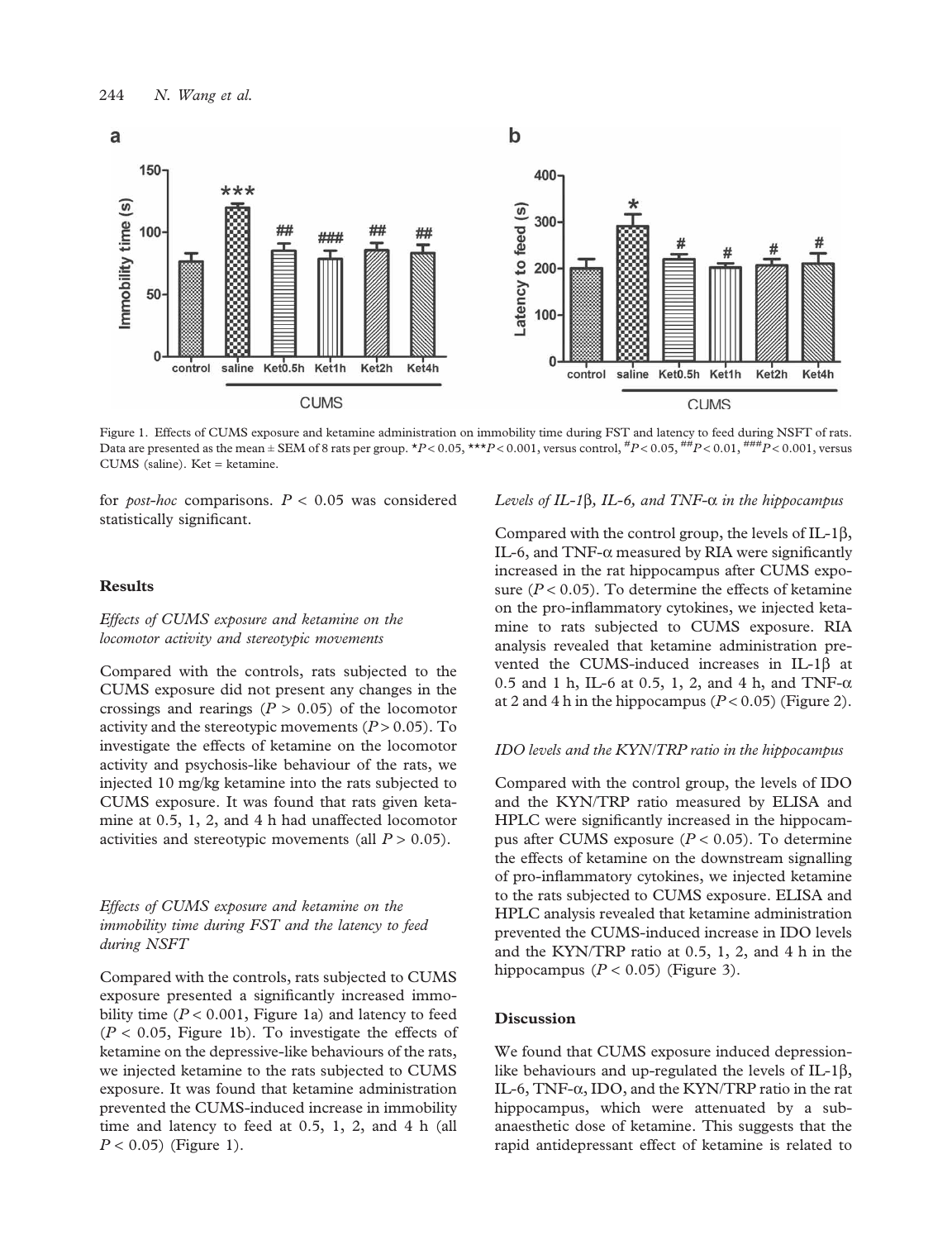Figure 1. Effects of CUMS exposure and ketamine administration on immobility time during FST and latency to feed during NSFT of rats. Data are presented as the mean ± SEM of 8 rats per group. $^{*}P < 0.05$, $^{***}P < 0.001$, versus control, $^{\#}P < 0.05$, $^{\#\#}P < 0.01$, $^{\#\#\#}P < 0.001$, versus CUMS (saline). Ket = ketamine.

for *post-hoc* comparisons. $P < 0.05$ was considered statistically significant.

## Results

### *Effects of CUMS exposure and ketamine on the locomotor activity and stereotypic movements*

Compared with the controls, rats subjected to the CUMS exposure did not present any changes in the crossings and rearings ($P > 0.05$) of the locomotor activity and the stereotypic movements ($P > 0.05$). To investigate the effects of ketamine on the locomotor activity and psychosis-like behaviour of the rats, we injected 10 mg/kg ketamine into the rats subjected to CUMS exposure. It was found that rats given ketamine at 0.5, 1, 2, and 4 h had unaffected locomotor activities and stereotypic movements (all $P > 0.05$).

### *Effects of CUMS exposure and ketamine on the immobility time during FST and the latency to feed during NSFT*

Compared with the controls, rats subjected to CUMS exposure presented a significantly increased immobility time ($P < 0.001$, Figure 1a) and latency to feed ($P < 0.05$, Figure 1b). To investigate the effects of ketamine on the depressive-like behaviours of the rats, we injected ketamine to the rats subjected to CUMS exposure. It was found that ketamine administration prevented the CUMS-induced increase in immobility time and latency to feed at 0.5, 1, 2, and 4 h (all $P < 0.05$) (Figure 1).

### *Levels of IL-1β, IL-6, and TNF-α in the hippocampus*

Compared with the control group, the levels of IL-1β, IL-6, and TNF-α measured by RIA were significantly increased in the rat hippocampus after CUMS exposure ($P < 0.05$). To determine the effects of ketamine on the pro-inflammatory cytokines, we injected ketamine to rats subjected to CUMS exposure. RIA analysis revealed that ketamine administration prevented the CUMS-induced increases in IL-1β at 0.5 and 1 h, IL-6 at 0.5, 1, 2, and 4 h, and TNF-α at 2 and 4 h in the hippocampus ($P < 0.05$) (Figure 2).

### *IDO levels and the KYN/TRP ratio in the hippocampus*

Compared with the control group, the levels of IDO and the KYN/TRP ratio measured by ELISA and HPLC were significantly increased in the hippocampus after CUMS exposure ($P < 0.05$). To determine the effects of ketamine on the downstream signalling of pro-inflammatory cytokines, we injected ketamine to the rats subjected to CUMS exposure. ELISA and HPLC analysis revealed that ketamine administration prevented the CUMS-induced increase in IDO levels and the KYN/TRP ratio at 0.5, 1, 2, and 4 h in the hippocampus ($P < 0.05$) (Figure 3).

## Discussion

We found that CUMS exposure induced depression-like behaviours and up-regulated the levels of IL-1β, IL-6, TNF-α, IDO, and the KYN/TRP ratio in the rat hippocampus, which were attenuated by a subanaesthetic dose of ketamine. This suggests that the rapid antidepressant effect of ketamine is related to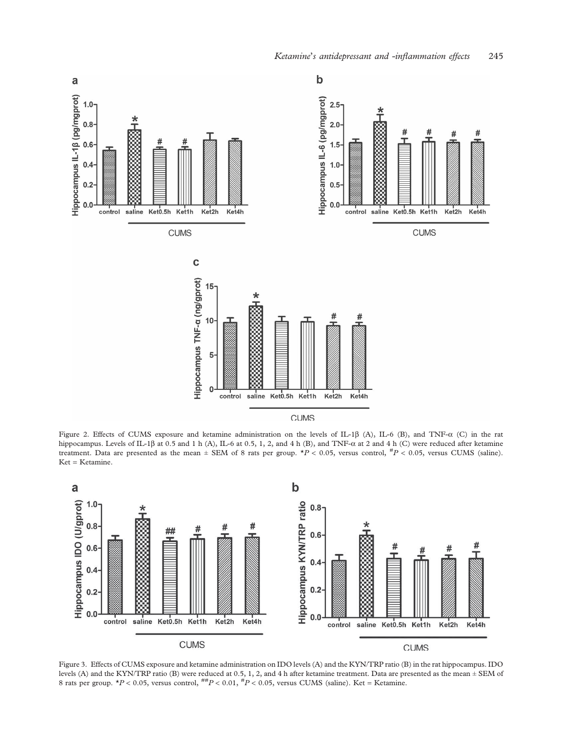Figure 2. Effects of CUMS exposure and ketamine administration on the levels of IL-1β (A), IL-6 (B), and TNF-α (C) in the rat hippocampus. Levels of IL-1β at 0.5 and 1 h (A), IL-6 at 0.5, 1, 2, and 4 h (B), and TNF-α at 2 and 4 h (C) were reduced after ketamine treatment. Data are presented as the mean ± SEM of 8 rats per group. *$P < 0.05$, versus control, #$P < 0.05$, versus CUMS (saline). Ket = Ketamine.

Figure 3. Effects of CUMS exposure and ketamine administration on IDO levels (A) and the KYN/TRP ratio (B) in the rat hippocampus. IDO levels (A) and the KYN/TRP ratio (B) were reduced at 0.5, 1, 2, and 4 h after ketamine treatment. Data are presented as the mean ± SEM of 8 rats per group. *$P < 0.05$, versus control, ##$P < 0.01$, #$P < 0.05$, versus CUMS (saline). Ket = Ketamine.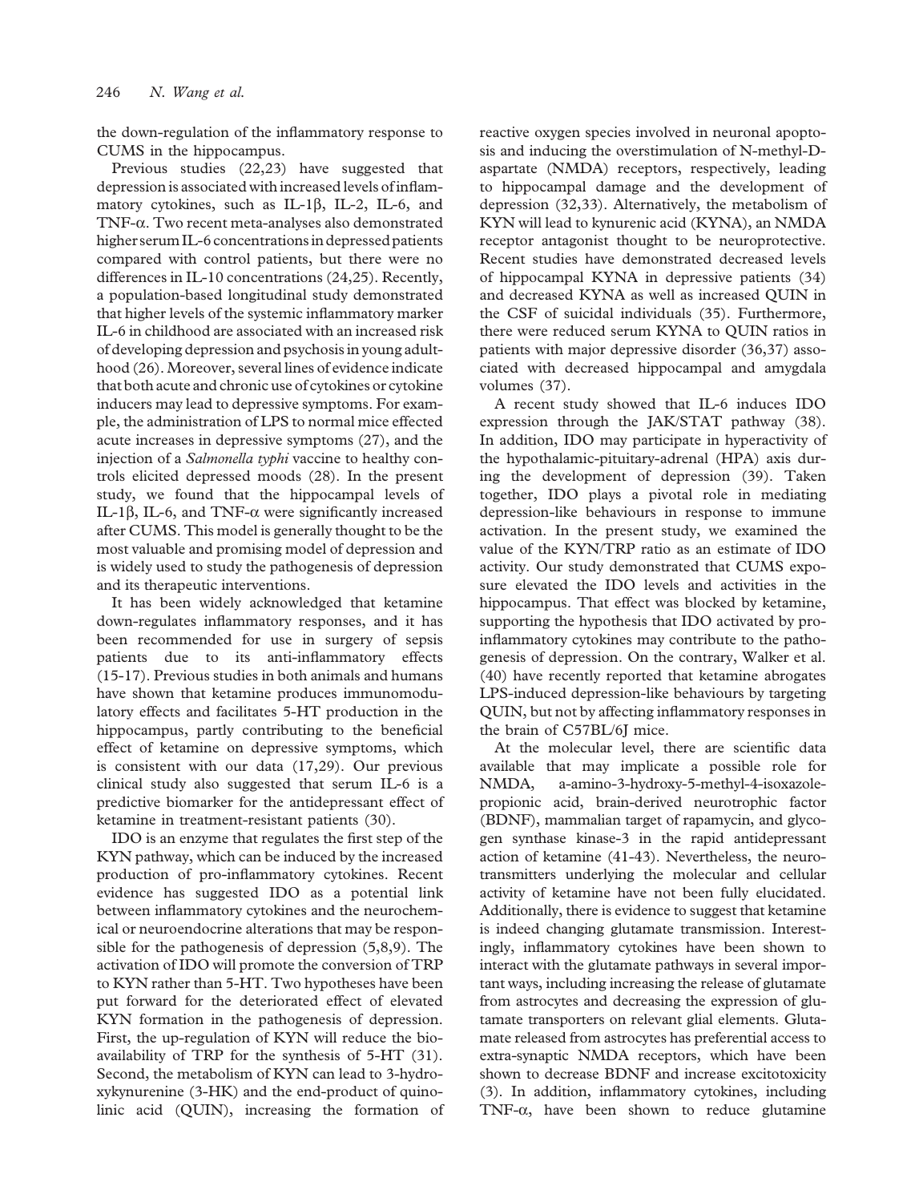the down-regulation of the inflammatory response to CUMS in the hippocampus.

Previous studies (22,23) have suggested that depression is associated with increased levels of inflammatory cytokines, such as IL-1β, IL-2, IL-6, and TNF-α. Two recent meta-analyses also demonstrated higher serum IL-6 concentrations in depressed patients compared with control patients, but there were no differences in IL-10 concentrations (24,25). Recently, a population-based longitudinal study demonstrated that higher levels of the systemic inflammatory marker IL-6 in childhood are associated with an increased risk of developing depression and psychosis in young adulthood (26). Moreover, several lines of evidence indicate that both acute and chronic use of cytokines or cytokine inducers may lead to depressive symptoms. For example, the administration of LPS to normal mice effected acute increases in depressive symptoms (27), and the injection of a *Salmonella typhi* vaccine to healthy controls elicited depressed moods (28). In the present study, we found that the hippocampal levels of IL-1β, IL-6, and TNF-α were significantly increased after CUMS. This model is generally thought to be the most valuable and promising model of depression and is widely used to study the pathogenesis of depression and its therapeutic interventions.

It has been widely acknowledged that ketamine down-regulates inflammatory responses, and it has been recommended for use in surgery of sepsis patients due to its anti-inflammatory effects (15-17). Previous studies in both animals and humans have shown that ketamine produces immunomodulatory effects and facilitates 5-HT production in the hippocampus, partly contributing to the beneficial effect of ketamine on depressive symptoms, which is consistent with our data (17,29). Our previous clinical study also suggested that serum IL-6 is a predictive biomarker for the antidepressant effect of ketamine in treatment-resistant patients (30).

IDO is an enzyme that regulates the first step of the KYN pathway, which can be induced by the increased production of pro-inflammatory cytokines. Recent evidence has suggested IDO as a potential link between inflammatory cytokines and the neurochemical or neuroendocrine alterations that may be responsible for the pathogenesis of depression (5,8,9). The activation of IDO will promote the conversion of TRP to KYN rather than 5-HT. Two hypotheses have been put forward for the deteriorated effect of elevated KYN formation in the pathogenesis of depression. First, the up-regulation of KYN will reduce the bioavailability of TRP for the synthesis of 5-HT (31). Second, the metabolism of KYN can lead to 3-hydroxykynurenine (3-HK) and the end-product of quinolinic acid (QUIN), increasing the formation of reactive oxygen species involved in neuronal apoptosis and inducing the overstimulation of N-methyl-D-aspartate (NMDA) receptors, respectively, leading to hippocampal damage and the development of depression (32,33). Alternatively, the metabolism of KYN will lead to kynurenic acid (KYNA), an NMDA receptor antagonist thought to be neuroprotective. Recent studies have demonstrated decreased levels of hippocampal KYNA in depressive patients (34) and decreased KYNA as well as increased QUIN in the CSF of suicidal individuals (35). Furthermore, there were reduced serum KYNA to QUIN ratios in patients with major depressive disorder (36,37) associated with decreased hippocampal and amygdala volumes (37).

A recent study showed that IL-6 induces IDO expression through the JAK/STAT pathway (38). In addition, IDO may participate in hyperactivity of the hypothalamic-pituitary-adrenal (HPA) axis during the development of depression (39). Taken together, IDO plays a pivotal role in mediating depression-like behaviours in response to immune activation. In the present study, we examined the value of the KYN/TRP ratio as an estimate of IDO activity. Our study demonstrated that CUMS exposure elevated the IDO levels and activities in the hippocampus. That effect was blocked by ketamine, supporting the hypothesis that IDO activated by pro-inflammatory cytokines may contribute to the pathogenesis of depression. On the contrary, Walker et al. (40) have recently reported that ketamine abrogates LPS-induced depression-like behaviours by targeting QUIN, but not by affecting inflammatory responses in the brain of C57BL/6J mice.

At the molecular level, there are scientific data available that may implicate a possible role for NMDA, a-amino-3-hydroxy-5-methyl-4-isoxazole-propionic acid, brain-derived neurotrophic factor (BDNF), mammalian target of rapamycin, and glycogen synthase kinase-3 in the rapid antidepressant action of ketamine (41-43). Nevertheless, the neurotransmitters underlying the molecular and cellular activity of ketamine have not been fully elucidated. Additionally, there is evidence to suggest that ketamine is indeed changing glutamate transmission. Interestingly, inflammatory cytokines have been shown to interact with the glutamate pathways in several important ways, including increasing the release of glutamate from astrocytes and decreasing the expression of glutamate transporters on relevant glial elements. Glutamate released from astrocytes has preferential access to extra-synaptic NMDA receptors, which have been shown to decrease BDNF and increase excitotoxicity (3). In addition, inflammatory cytokines, including TNF-α, have been shown to reduce glutamine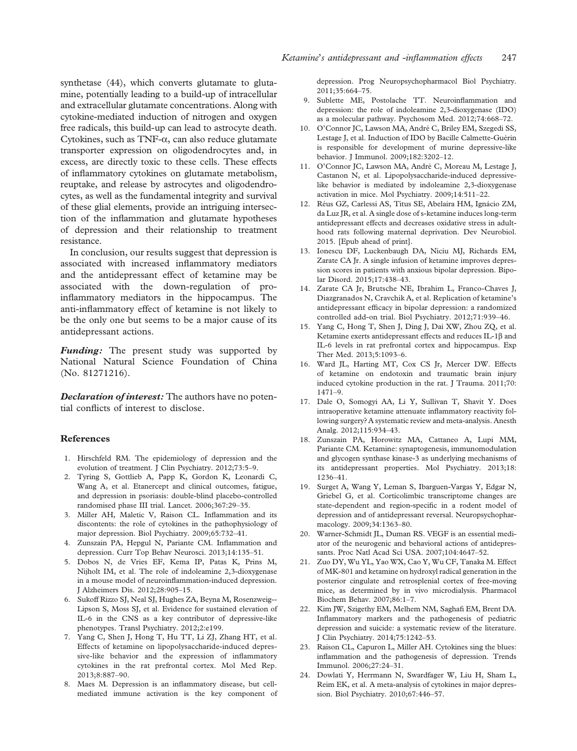synthetase (44), which converts glutamate to glutamine, potentially leading to a build-up of intracellular and extracellular glutamate concentrations. Along with cytokine-mediated induction of nitrogen and oxygen free radicals, this build-up can lead to astrocyte death. Cytokines, such as TNF-$\alpha$, can also reduce glutamate transporter expression on oligodendrocytes and, in excess, are directly toxic to these cells. These effects of inflammatory cytokines on glutamate metabolism, reuptake, and release by astrocytes and oligodendrocytes, as well as the fundamental integrity and survival of these glial elements, provide an intriguing intersection of the inflammation and glutamate hypotheses of depression and their relationship to treatment resistance.

In conclusion, our results suggest that depression is associated with increased inflammatory mediators and the antidepressant effect of ketamine may be associated with the down-regulation of pro-inflammatory mediators in the hippocampus. The anti-inflammatory effect of ketamine is not likely to be the only one but seems to be a major cause of its antidepressant actions.

***Funding:*** The present study was supported by National Natural Science Foundation of China (No. 81271216).

***Declaration of interest:*** The authors have no potential conflicts of interest to disclose.

## References

1. Hirschfeld RM. The epidemiology of depression and the evolution of treatment. J Clin Psychiatry. 2012;73:5–9.
2. Tyring S, Gottlieb A, Papp K, Gordon K, Leonardi C, Wang A, et al. Etanercept and clinical outcomes, fatigue, and depression in psoriasis: double-blind placebo-controlled randomised phase III trial. Lancet. 2006;367:29–35.
3. Miller AH, Maletic V, Raison CL. Inflammation and its discontents: the role of cytokines in the pathophysiology of major depression. Biol Psychiatry. 2009;65:732–41.
4. Zunszain PA, Hepgul N, Pariante CM. Inflammation and depression. Curr Top Behav Neurosci. 2013;14:135–51.
5. Dobos N, de Vries EF, Kema IP, Patas K, Prins M, Nijholt IM, et al. The role of indoleamine 2,3-dioxygenase in a mouse model of neuroinflammation-induced depression. J Alzheimers Dis. 2012;28:905–15.
6. Sukoff Rizzo SJ, Neal SJ, Hughes ZA, Beyna M, Rosenzweig--Lipson S, Moss SJ, et al. Evidence for sustained elevation of IL-6 in the CNS as a key contributor of depressive-like phenotypes. Transl Psychiatry. 2012;2:e199.
7. Yang C, Shen J, Hong T, Hu TT, Li ZJ, Zhang HT, et al. Effects of ketamine on lipopolysaccharide-induced depressive-like behavior and the expression of inflammatory cytokines in the rat prefrontal cortex. Mol Med Rep. 2013;8:887–90.
8. Maes M. Depression is an inflammatory disease, but cell-mediated immune activation is the key component of depression. Prog Neuropsychopharmacol Biol Psychiatry. 2011;35:664–75.
9. Sublette ME, Postolache TT. Neuroinflammation and depression: the role of indoleamine 2,3-dioxygenase (IDO) as a molecular pathway. Psychosom Med. 2012;74:668–72.
10. O'Connor JC, Lawson MA, André C, Briley EM, Szegedi SS, Lestage J, et al. Induction of IDO by Bacille Calmette-Guérin is responsible for development of murine depressive-like behavior. J Immunol. 2009;182:3202–12.
11. O'Connor JC, Lawson MA, André C, Moreau M, Lestage J, Castanon N, et al. Lipopolysaccharide-induced depressive-like behavior is mediated by indoleamine 2,3-dioxygenase activation in mice. Mol Psychiatry. 2009;14:511–22.
12. Réus GZ, Carlessi AS, Titus SE, Abelaira HM, Ignácio ZM, da Luz JR, et al. A single dose of s-ketamine induces long-term antidepressant effects and decreases oxidative stress in adulthood rats following maternal deprivation. Dev Neurobiol. 2015. [Epub ahead of print].
13. Ionescu DF, Luckenbaugh DA, Niciu MJ, Richards EM, Zarate CA Jr. A single infusion of ketamine improves depression scores in patients with anxious bipolar depression. Bipolar Disord. 2015;17:438–43.
14. Zarate CA Jr, Brutsche NE, Ibrahim L, Franco-Chaves J, Diazgranados N, Cravchik A, et al. Replication of ketamine's antidepressant efficacy in bipolar depression: a randomized controlled add-on trial. Biol Psychiatry. 2012;71:939–46.
15. Yang C, Hong T, Shen J, Ding J, Dai XW, Zhou ZQ, et al. Ketamine exerts antidepressant effects and reduces IL-1β and IL-6 levels in rat prefrontal cortex and hippocampus. Exp Ther Med. 2013;5:1093–6.
16. Ward JL, Harting MT, Cox CS Jr, Mercer DW. Effects of ketamine on endotoxin and traumatic brain injury induced cytokine production in the rat. J Trauma. 2011;70:1471–9.
17. Dale O, Somogyi AA, Li Y, Sullivan T, Shavit Y. Does intraoperative ketamine attenuate inflammatory reactivity following surgery? A systematic review and meta-analysis. Anesth Analg. 2012;115:934–43.
18. Zunszain PA, Horowitz MA, Cattaneo A, Lupi MM, Pariante CM. Ketamine: synaptogenesis, immunomodulation and glycogen synthase kinase-3 as underlying mechanisms of its antidepressant properties. Mol Psychiatry. 2013;18:1236–41.
19. Surget A, Wang Y, Leman S, Ibarguen-Vargas Y, Edgar N, Griebel G, et al. Corticolimbic transcriptome changes are state-dependent and region-specific in a rodent model of depression and of antidepressant reversal. Neuropsychopharmacology. 2009;34:1363–80.
20. Warner-Schmidt JL, Duman RS. VEGF is an essential mediator of the neurogenic and behavioral actions of antidepressants. Proc Natl Acad Sci USA. 2007;104:4647–52.
21. Zuo DY, Wu YL, Yao WX, Cao Y, Wu CF, Tanaka M. Effect of MK-801 and ketamine on hydroxyl radical generation in the posterior cingulate and retrosplenial cortex of free-moving mice, as determined by in vivo microdialysis. Pharmacol Biochem Behav. 2007;86:1–7.
22. Kim JW, Szigethy EM, Melhem NM, Saghafi EM, Brent DA. Inflammatory markers and the pathogenesis of pediatric depression and suicide: a systematic review of the literature. J Clin Psychiatry. 2014;75:1242–53.
23. Raison CL, Capuron L, Miller AH. Cytokines sing the blues: inflammation and the pathogenesis of depression. Trends Immunol. 2006;27:24–31.
24. Dowlati Y, Herrmann N, Swardfager W, Liu H, Sham L, Reim EK, et al. A meta-analysis of cytokines in major depression. Biol Psychiatry. 2010;67:446–57.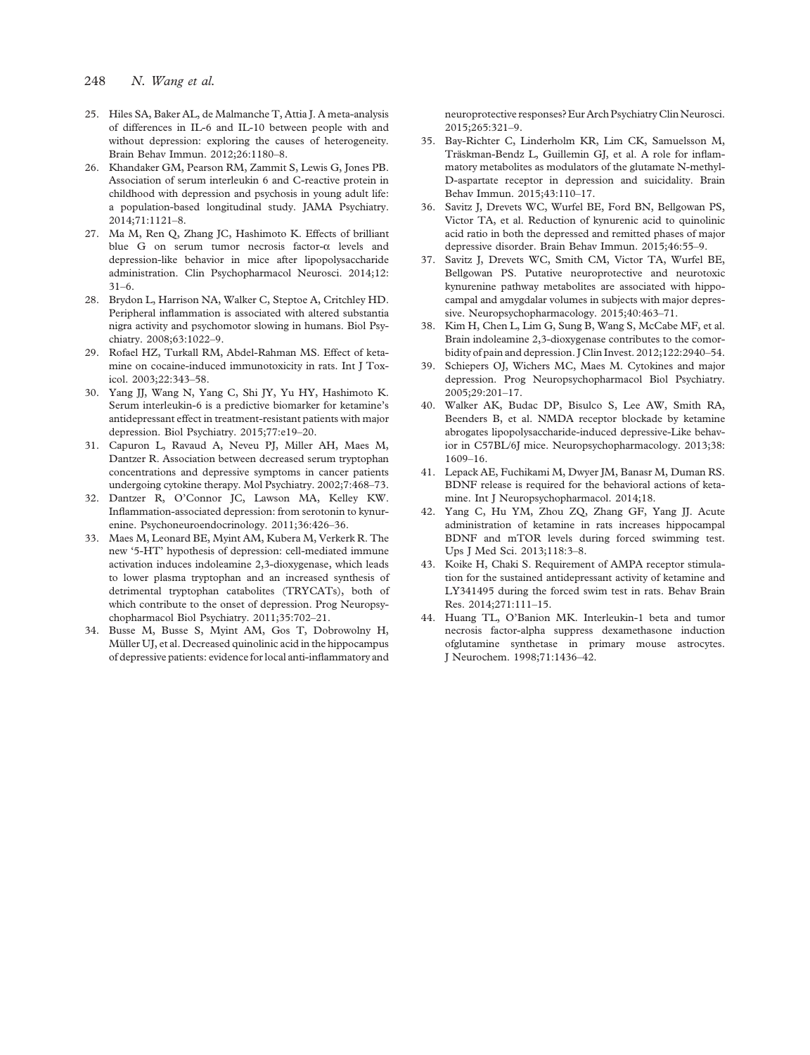25. Hiles SA, Baker AL, de Malmanche T, Attia J. A meta-analysis of differences in IL-6 and IL-10 between people with and without depression: exploring the causes of heterogeneity. Brain Behav Immun. 2012;26:1180–8.
26. Khandaker GM, Pearson RM, Zammit S, Lewis G, Jones PB. Association of serum interleukin 6 and C-reactive protein in childhood with depression and psychosis in young adult life: a population-based longitudinal study. JAMA Psychiatry. 2014;71:1121–8.
27. Ma M, Ren Q, Zhang JC, Hashimoto K. Effects of brilliant blue G on serum tumor necrosis factor-α levels and depression-like behavior in mice after lipopolysaccharide administration. Clin Psychopharmacol Neurosci. 2014;12: 31–6.
28. Brydon L, Harrison NA, Walker C, Steptoe A, Critchley HD. Peripheral inflammation is associated with altered substantia nigra activity and psychomotor slowing in humans. Biol Psychiatry. 2008;63:1022–9.
29. Rofael HZ, Turkall RM, Abdel-Rahman MS. Effect of ketamine on cocaine-induced immunotoxicity in rats. Int J Toxicol. 2003;22:343–58.
30. Yang JJ, Wang N, Yang C, Shi JY, Yu HY, Hashimoto K. Serum interleukin-6 is a predictive biomarker for ketamine's antidepressant effect in treatment-resistant patients with major depression. Biol Psychiatry. 2015;77:e19–20.
31. Capuron L, Ravaud A, Neveu PJ, Miller AH, Maes M, Dantzer R. Association between decreased serum tryptophan concentrations and depressive symptoms in cancer patients undergoing cytokine therapy. Mol Psychiatry. 2002;7:468–73.
32. Dantzer R, O'Connor JC, Lawson MA, Kelley KW. Inflammation-associated depression: from serotonin to kynurenine. Psychoneuroendocrinology. 2011;36:426–36.
33. Maes M, Leonard BE, Myint AM, Kubera M, Verkerk R. The new '5-HT' hypothesis of depression: cell-mediated immune activation induces indoleamine 2,3-dioxygenase, which leads to lower plasma tryptophan and an increased synthesis of detrimental tryptophan catabolites (TRYCATs), both of which contribute to the onset of depression. Prog Neuropsychopharmacol Biol Psychiatry. 2011;35:702–21.
34. Busse M, Busse S, Myint AM, Gos T, Dobrowolny H, Müller UJ, et al. Decreased quinolinic acid in the hippocampus of depressive patients: evidence for local anti-inflammatory and neuroprotective responses? Eur Arch Psychiatry Clin Neurosci. 2015;265:321–9.
35. Bay-Richter C, Linderholm KR, Lim CK, Samuelsson M, Träskman-Bendz L, Guillemin GJ, et al. A role for inflammatory metabolites as modulators of the glutamate N-methyl-D-aspartate receptor in depression and suicidality. Brain Behav Immun. 2015;43:110–17.
36. Savitz J, Drevets WC, Wurfel BE, Ford BN, Bellgowan PS, Victor TA, et al. Reduction of kynurenic acid to quinolinic acid ratio in both the depressed and remitted phases of major depressive disorder. Brain Behav Immun. 2015;46:55–9.
37. Savitz J, Drevets WC, Smith CM, Victor TA, Wurfel BE, Bellgowan PS. Putative neuroprotective and neurotoxic kynurenine pathway metabolites are associated with hippocampal and amygdalar volumes in subjects with major depressive. Neuropsychopharmacology. 2015;40:463–71.
38. Kim H, Chen L, Lim G, Sung B, Wang S, McCabe MF, et al. Brain indoleamine 2,3-dioxygenase contributes to the comorbidity of pain and depression. J Clin Invest. 2012;122:2940–54.
39. Schiepers OJ, Wichers MC, Maes M. Cytokines and major depression. Prog Neuropsychopharmacol Biol Psychiatry. 2005;29:201–17.
40. Walker AK, Budac DP, Bisulco S, Lee AW, Smith RA, Beenders B, et al. NMDA receptor blockade by ketamine abrogates lipopolysaccharide-induced depressive-Like behavior in C57BL/6J mice. Neuropsychopharmacology. 2013;38: 1609–16.
41. Lepack AE, Fuchikami M, Dwyer JM, Banasr M, Duman RS. BDNF release is required for the behavioral actions of ketamine. Int J Neuropsychopharmacol. 2014;18.
42. Yang C, Hu YM, Zhou ZQ, Zhang GF, Yang JJ. Acute administration of ketamine in rats increases hippocampal BDNF and mTOR levels during forced swimming test. Ups J Med Sci. 2013;118:3–8.
43. Koike H, Chaki S. Requirement of AMPA receptor stimulation for the sustained antidepressant activity of ketamine and LY341495 during the forced swim test in rats. Behav Brain Res. 2014;271:111–15.
44. Huang TL, O'Banion MK. Interleukin-1 beta and tumor necrosis factor-alpha suppress dexamethasone induction ofglutamine synthetase in primary mouse astrocytes. J Neurochem. 1998;71:1436–42.